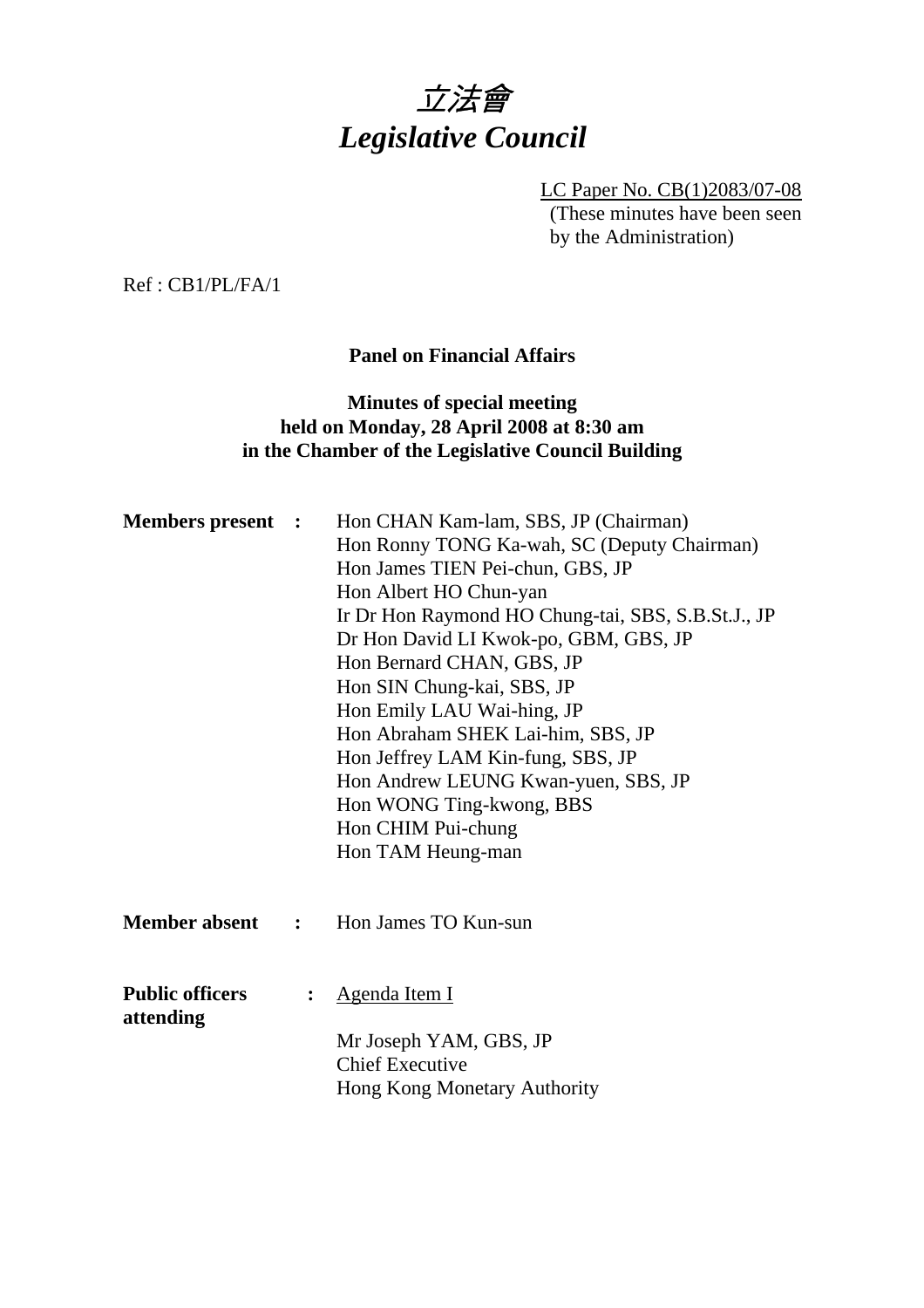# 立法會
# *Legislative Council*

LC Paper No. CB(1)2083/07-08
(These minutes have been seen by the Administration)

Ref : CB1/PL/FA/1

**Panel on Financial Affairs**

**Minutes of special meeting
held on Monday, 28 April 2008 at 8:30 am
in the Chamber of the Legislative Council Building**

**Members present :**
Hon CHAN Kam-lam, SBS, JP (Chairman)
Hon Ronny TONG Ka-wah, SC (Deputy Chairman)
Hon James TIEN Pei-chun, GBS, JP
Hon Albert HO Chun-yan
Ir Dr Hon Raymond HO Chung-tai, SBS, S.B.St.J., JP
Dr Hon David LI Kwok-po, GBM, GBS, JP
Hon Bernard CHAN, GBS, JP
Hon SIN Chung-kai, SBS, JP
Hon Emily LAU Wai-hing, JP
Hon Abraham SHEK Lai-him, SBS, JP
Hon Jeffrey LAM Kin-fung, SBS, JP
Hon Andrew LEUNG Kwan-yuen, SBS, JP
Hon WONG Ting-kwong, BBS
Hon CHIM Pui-chung
Hon TAM Heung-man

**Member absent :**
Hon James TO Kun-sun

**Public officers attending :**
Agenda Item I

Mr Joseph YAM, GBS, JP
Chief Executive
Hong Kong Monetary Authority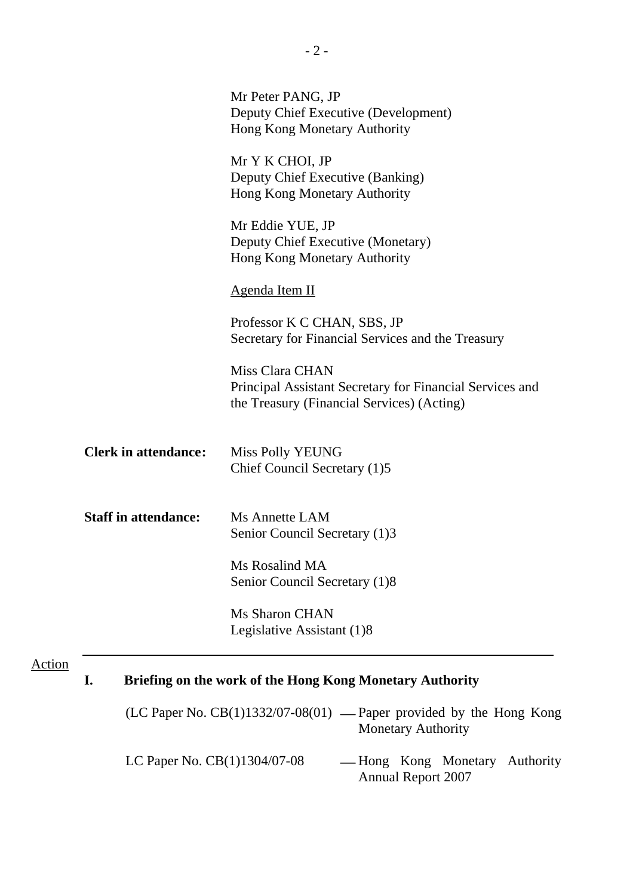Mr Peter PANG, JP
Deputy Chief Executive (Development)
Hong Kong Monetary Authority

Mr Y K CHOI, JP
Deputy Chief Executive (Banking)
Hong Kong Monetary Authority

Mr Eddie YUE, JP
Deputy Chief Executive (Monetary)
Hong Kong Monetary Authority

Agenda Item II

Professor K C CHAN, SBS, JP
Secretary for Financial Services and the Treasury

Miss Clara CHAN
Principal Assistant Secretary for Financial Services and the Treasury (Financial Services) (Acting)

**Clerk in attendance:** Miss Polly YEUNG
Chief Council Secretary (1)5

**Staff in attendance:** Ms Annette LAM
Senior Council Secretary (1)3

Ms Rosalind MA
Senior Council Secretary (1)8

Ms Sharon CHAN
Legislative Assistant (1)8

---

Action

## I. Briefing on the work of the Hong Kong Monetary Authority

(LC Paper No. CB(1)1332/07-08(01) — Paper provided by the Hong Kong Monetary Authority

LC Paper No. CB(1)1304/07-08 — Hong Kong Monetary Authority Annual Report 2007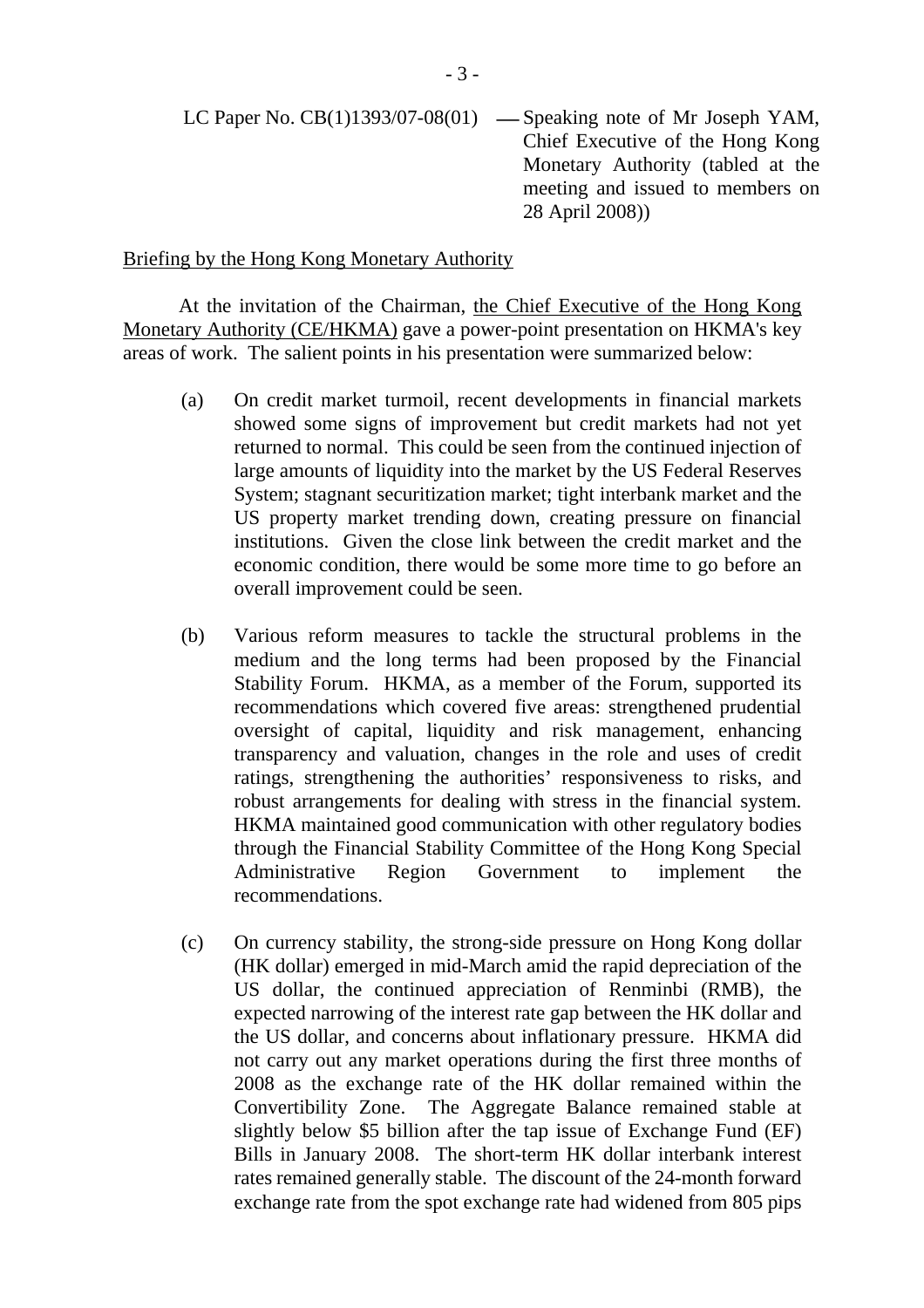LC Paper No. CB(1)1393/07-08(01) — Speaking note of Mr Joseph YAM, Chief Executive of the Hong Kong Monetary Authority (tabled at the meeting and issued to members on 28 April 2008))

Briefing by the Hong Kong Monetary Authority

At the invitation of the Chairman, the Chief Executive of the Hong Kong Monetary Authority (CE/HKMA) gave a power-point presentation on HKMA's key areas of work. The salient points in his presentation were summarized below:

(a) On credit market turmoil, recent developments in financial markets showed some signs of improvement but credit markets had not yet returned to normal. This could be seen from the continued injection of large amounts of liquidity into the market by the US Federal Reserves System; stagnant securitization market; tight interbank market and the US property market trending down, creating pressure on financial institutions. Given the close link between the credit market and the economic condition, there would be some more time to go before an overall improvement could be seen.

(b) Various reform measures to tackle the structural problems in the medium and the long terms had been proposed by the Financial Stability Forum. HKMA, as a member of the Forum, supported its recommendations which covered five areas: strengthened prudential oversight of capital, liquidity and risk management, enhancing transparency and valuation, changes in the role and uses of credit ratings, strengthening the authorities' responsiveness to risks, and robust arrangements for dealing with stress in the financial system. HKMA maintained good communication with other regulatory bodies through the Financial Stability Committee of the Hong Kong Special Administrative Region Government to implement the recommendations.

(c) On currency stability, the strong-side pressure on Hong Kong dollar (HK dollar) emerged in mid-March amid the rapid depreciation of the US dollar, the continued appreciation of Renminbi (RMB), the expected narrowing of the interest rate gap between the HK dollar and the US dollar, and concerns about inflationary pressure. HKMA did not carry out any market operations during the first three months of 2008 as the exchange rate of the HK dollar remained within the Convertibility Zone. The Aggregate Balance remained stable at slightly below $5 billion after the tap issue of Exchange Fund (EF) Bills in January 2008. The short-term HK dollar interbank interest rates remained generally stable. The discount of the 24-month forward exchange rate from the spot exchange rate had widened from 805 pips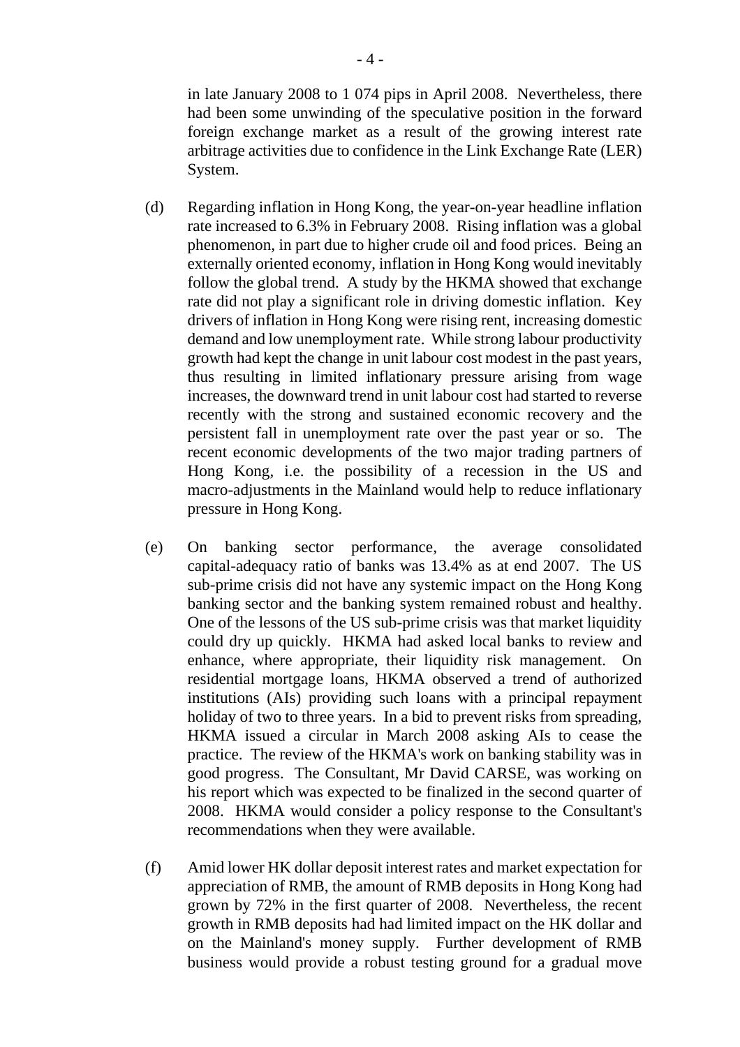in late January 2008 to 1 074 pips in April 2008. Nevertheless, there had been some unwinding of the speculative position in the forward foreign exchange market as a result of the growing interest rate arbitrage activities due to confidence in the Link Exchange Rate (LER) System.

(d) Regarding inflation in Hong Kong, the year-on-year headline inflation rate increased to 6.3% in February 2008. Rising inflation was a global phenomenon, in part due to higher crude oil and food prices. Being an externally oriented economy, inflation in Hong Kong would inevitably follow the global trend. A study by the HKMA showed that exchange rate did not play a significant role in driving domestic inflation. Key drivers of inflation in Hong Kong were rising rent, increasing domestic demand and low unemployment rate. While strong labour productivity growth had kept the change in unit labour cost modest in the past years, thus resulting in limited inflationary pressure arising from wage increases, the downward trend in unit labour cost had started to reverse recently with the strong and sustained economic recovery and the persistent fall in unemployment rate over the past year or so. The recent economic developments of the two major trading partners of Hong Kong, i.e. the possibility of a recession in the US and macro-adjustments in the Mainland would help to reduce inflationary pressure in Hong Kong.

(e) On banking sector performance, the average consolidated capital-adequacy ratio of banks was 13.4% as at end 2007. The US sub-prime crisis did not have any systemic impact on the Hong Kong banking sector and the banking system remained robust and healthy. One of the lessons of the US sub-prime crisis was that market liquidity could dry up quickly. HKMA had asked local banks to review and enhance, where appropriate, their liquidity risk management. On residential mortgage loans, HKMA observed a trend of authorized institutions (AIs) providing such loans with a principal repayment holiday of two to three years. In a bid to prevent risks from spreading, HKMA issued a circular in March 2008 asking AIs to cease the practice. The review of the HKMA's work on banking stability was in good progress. The Consultant, Mr David CARSE, was working on his report which was expected to be finalized in the second quarter of 2008. HKMA would consider a policy response to the Consultant's recommendations when they were available.

(f) Amid lower HK dollar deposit interest rates and market expectation for appreciation of RMB, the amount of RMB deposits in Hong Kong had grown by 72% in the first quarter of 2008. Nevertheless, the recent growth in RMB deposits had had limited impact on the HK dollar and on the Mainland's money supply. Further development of RMB business would provide a robust testing ground for a gradual move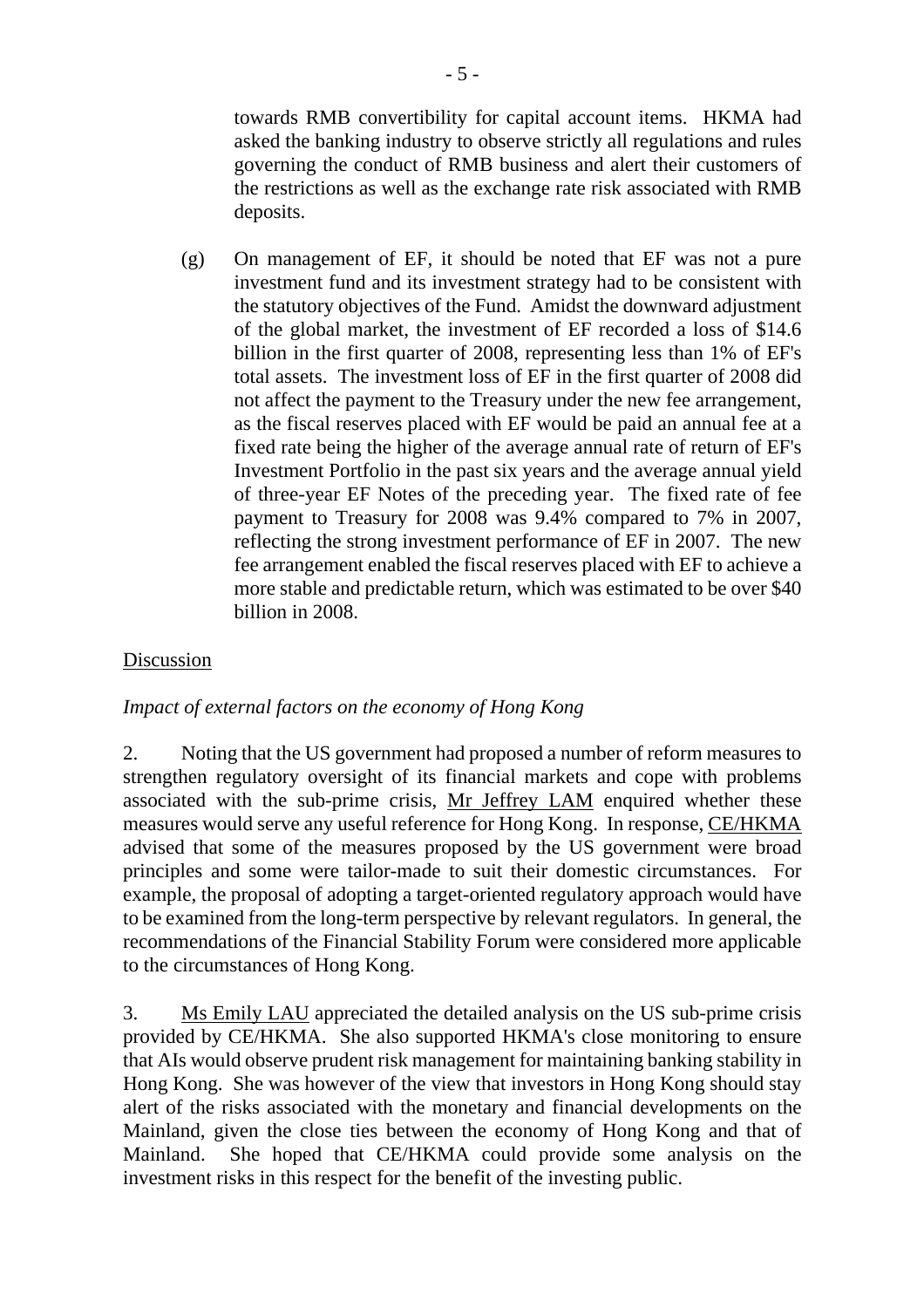towards RMB convertibility for capital account items. HKMA had asked the banking industry to observe strictly all regulations and rules governing the conduct of RMB business and alert their customers of the restrictions as well as the exchange rate risk associated with RMB deposits.

(g) On management of EF, it should be noted that EF was not a pure investment fund and its investment strategy had to be consistent with the statutory objectives of the Fund. Amidst the downward adjustment of the global market, the investment of EF recorded a loss of $14.6 billion in the first quarter of 2008, representing less than 1% of EF's total assets. The investment loss of EF in the first quarter of 2008 did not affect the payment to the Treasury under the new fee arrangement, as the fiscal reserves placed with EF would be paid an annual fee at a fixed rate being the higher of the average annual rate of return of EF's Investment Portfolio in the past six years and the average annual yield of three-year EF Notes of the preceding year. The fixed rate of fee payment to Treasury for 2008 was 9.4% compared to 7% in 2007, reflecting the strong investment performance of EF in 2007. The new fee arrangement enabled the fiscal reserves placed with EF to achieve a more stable and predictable return, which was estimated to be over $40 billion in 2008.

<u>Discussion</u>

*Impact of external factors on the economy of Hong Kong*

2. Noting that the US government had proposed a number of reform measures to strengthen regulatory oversight of its financial markets and cope with problems associated with the sub-prime crisis, <u>Mr Jeffrey LAM</u> enquired whether these measures would serve any useful reference for Hong Kong. In response, <u>CE/HKMA</u> advised that some of the measures proposed by the US government were broad principles and some were tailor-made to suit their domestic circumstances. For example, the proposal of adopting a target-oriented regulatory approach would have to be examined from the long-term perspective by relevant regulators. In general, the recommendations of the Financial Stability Forum were considered more applicable to the circumstances of Hong Kong.

3. <u>Ms Emily LAU</u> appreciated the detailed analysis on the US sub-prime crisis provided by CE/HKMA. She also supported HKMA's close monitoring to ensure that AIs would observe prudent risk management for maintaining banking stability in Hong Kong. She was however of the view that investors in Hong Kong should stay alert of the risks associated with the monetary and financial developments on the Mainland, given the close ties between the economy of Hong Kong and that of Mainland. She hoped that CE/HKMA could provide some analysis on the investment risks in this respect for the benefit of the investing public.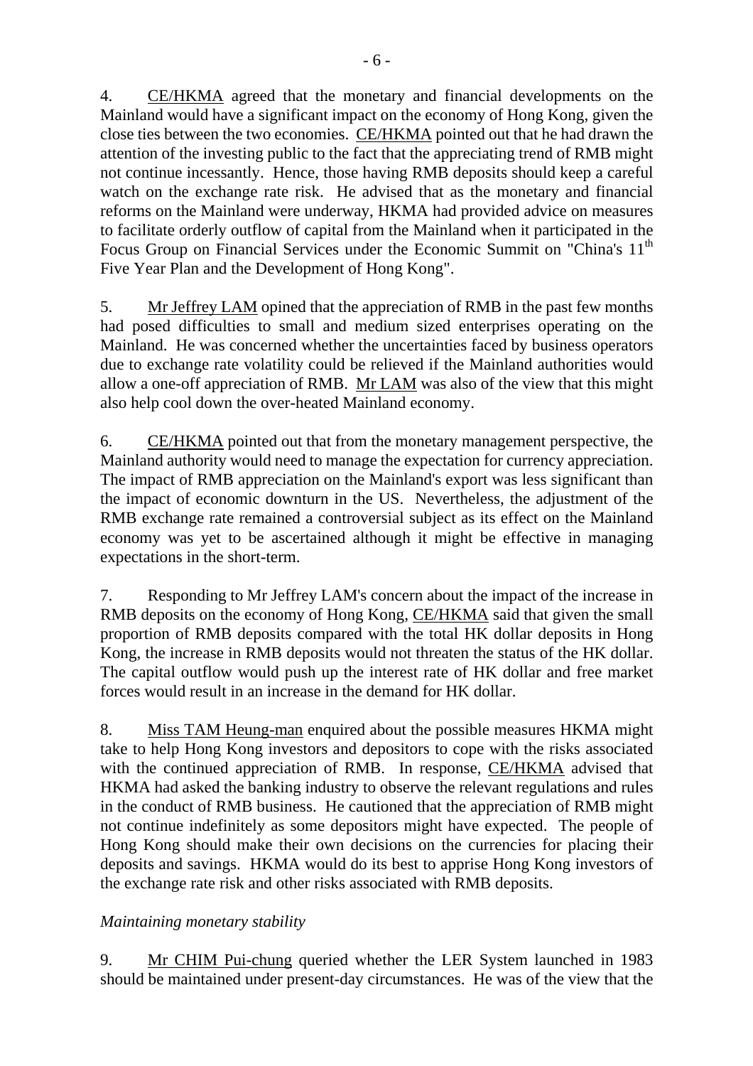4. CE/HKMA agreed that the monetary and financial developments on the Mainland would have a significant impact on the economy of Hong Kong, given the close ties between the two economies. CE/HKMA pointed out that he had drawn the attention of the investing public to the fact that the appreciating trend of RMB might not continue incessantly. Hence, those having RMB deposits should keep a careful watch on the exchange rate risk. He advised that as the monetary and financial reforms on the Mainland were underway, HKMA had provided advice on measures to facilitate orderly outflow of capital from the Mainland when it participated in the Focus Group on Financial Services under the Economic Summit on "China's 11th Five Year Plan and the Development of Hong Kong".

5. Mr Jeffrey LAM opined that the appreciation of RMB in the past few months had posed difficulties to small and medium sized enterprises operating on the Mainland. He was concerned whether the uncertainties faced by business operators due to exchange rate volatility could be relieved if the Mainland authorities would allow a one-off appreciation of RMB. Mr LAM was also of the view that this might also help cool down the over-heated Mainland economy.

6. CE/HKMA pointed out that from the monetary management perspective, the Mainland authority would need to manage the expectation for currency appreciation. The impact of RMB appreciation on the Mainland's export was less significant than the impact of economic downturn in the US. Nevertheless, the adjustment of the RMB exchange rate remained a controversial subject as its effect on the Mainland economy was yet to be ascertained although it might be effective in managing expectations in the short-term.

7. Responding to Mr Jeffrey LAM's concern about the impact of the increase in RMB deposits on the economy of Hong Kong, CE/HKMA said that given the small proportion of RMB deposits compared with the total HK dollar deposits in Hong Kong, the increase in RMB deposits would not threaten the status of the HK dollar. The capital outflow would push up the interest rate of HK dollar and free market forces would result in an increase in the demand for HK dollar.

8. Miss TAM Heung-man enquired about the possible measures HKMA might take to help Hong Kong investors and depositors to cope with the risks associated with the continued appreciation of RMB. In response, CE/HKMA advised that HKMA had asked the banking industry to observe the relevant regulations and rules in the conduct of RMB business. He cautioned that the appreciation of RMB might not continue indefinitely as some depositors might have expected. The people of Hong Kong should make their own decisions on the currencies for placing their deposits and savings. HKMA would do its best to apprise Hong Kong investors of the exchange rate risk and other risks associated with RMB deposits.

*Maintaining monetary stability*

9. Mr CHIM Pui-chung queried whether the LER System launched in 1983 should be maintained under present-day circumstances. He was of the view that the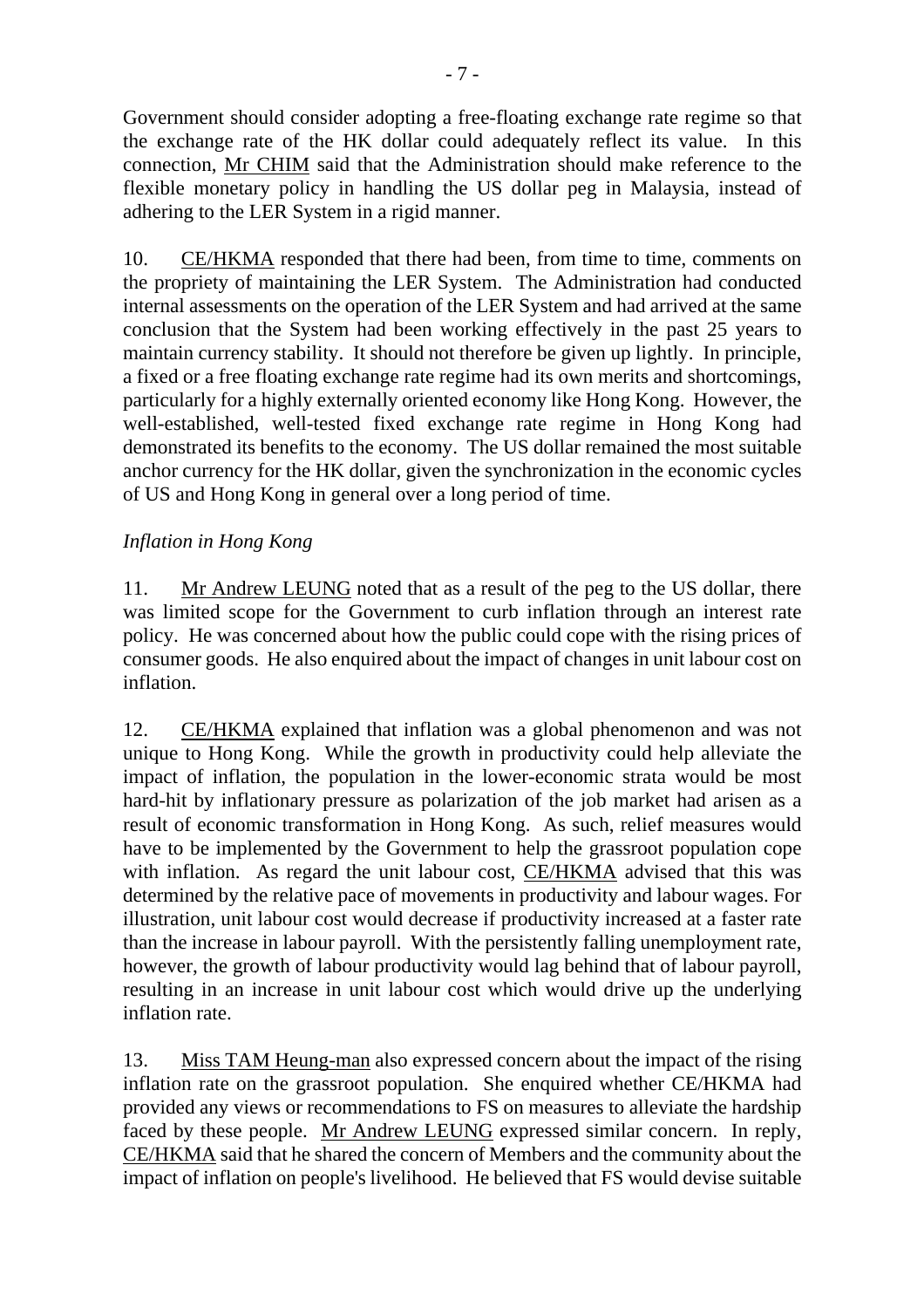Government should consider adopting a free-floating exchange rate regime so that the exchange rate of the HK dollar could adequately reflect its value. In this connection, Mr CHIM said that the Administration should make reference to the flexible monetary policy in handling the US dollar peg in Malaysia, instead of adhering to the LER System in a rigid manner.

10. CE/HKMA responded that there had been, from time to time, comments on the propriety of maintaining the LER System. The Administration had conducted internal assessments on the operation of the LER System and had arrived at the same conclusion that the System had been working effectively in the past 25 years to maintain currency stability. It should not therefore be given up lightly. In principle, a fixed or a free floating exchange rate regime had its own merits and shortcomings, particularly for a highly externally oriented economy like Hong Kong. However, the well-established, well-tested fixed exchange rate regime in Hong Kong had demonstrated its benefits to the economy. The US dollar remained the most suitable anchor currency for the HK dollar, given the synchronization in the economic cycles of US and Hong Kong in general over a long period of time.

*Inflation in Hong Kong*

11. Mr Andrew LEUNG noted that as a result of the peg to the US dollar, there was limited scope for the Government to curb inflation through an interest rate policy. He was concerned about how the public could cope with the rising prices of consumer goods. He also enquired about the impact of changes in unit labour cost on inflation.

12. CE/HKMA explained that inflation was a global phenomenon and was not unique to Hong Kong. While the growth in productivity could help alleviate the impact of inflation, the population in the lower-economic strata would be most hard-hit by inflationary pressure as polarization of the job market had arisen as a result of economic transformation in Hong Kong. As such, relief measures would have to be implemented by the Government to help the grassroot population cope with inflation. As regard the unit labour cost, CE/HKMA advised that this was determined by the relative pace of movements in productivity and labour wages. For illustration, unit labour cost would decrease if productivity increased at a faster rate than the increase in labour payroll. With the persistently falling unemployment rate, however, the growth of labour productivity would lag behind that of labour payroll, resulting in an increase in unit labour cost which would drive up the underlying inflation rate.

13. Miss TAM Heung-man also expressed concern about the impact of the rising inflation rate on the grassroot population. She enquired whether CE/HKMA had provided any views or recommendations to FS on measures to alleviate the hardship faced by these people. Mr Andrew LEUNG expressed similar concern. In reply, CE/HKMA said that he shared the concern of Members and the community about the impact of inflation on people's livelihood. He believed that FS would devise suitable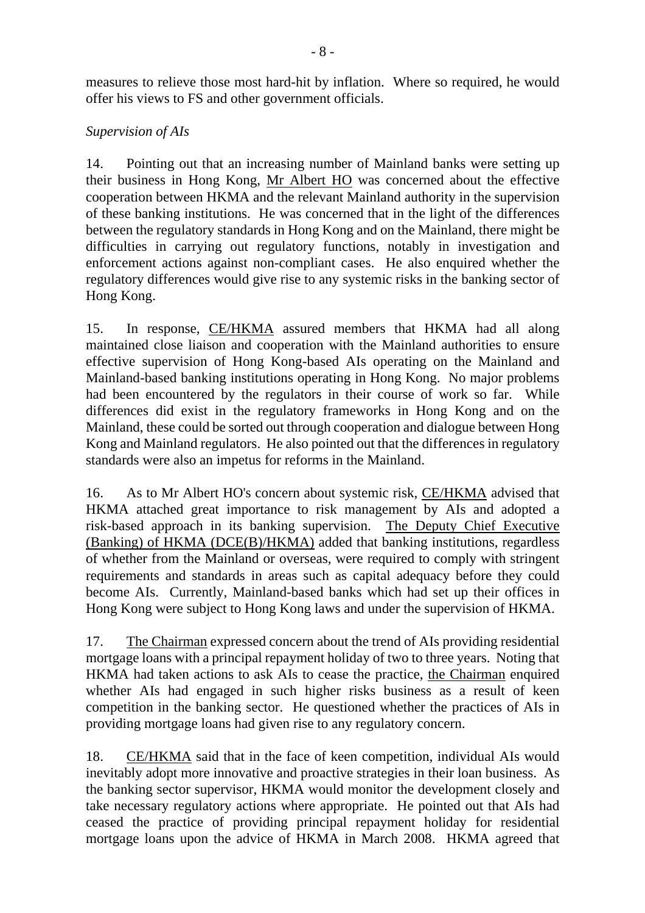measures to relieve those most hard-hit by inflation. Where so required, he would offer his views to FS and other government officials.

*Supervision of AIs*

14. Pointing out that an increasing number of Mainland banks were setting up their business in Hong Kong, Mr Albert HO was concerned about the effective cooperation between HKMA and the relevant Mainland authority in the supervision of these banking institutions. He was concerned that in the light of the differences between the regulatory standards in Hong Kong and on the Mainland, there might be difficulties in carrying out regulatory functions, notably in investigation and enforcement actions against non-compliant cases. He also enquired whether the regulatory differences would give rise to any systemic risks in the banking sector of Hong Kong.

15. In response, CE/HKMA assured members that HKMA had all along maintained close liaison and cooperation with the Mainland authorities to ensure effective supervision of Hong Kong-based AIs operating on the Mainland and Mainland-based banking institutions operating in Hong Kong. No major problems had been encountered by the regulators in their course of work so far. While differences did exist in the regulatory frameworks in Hong Kong and on the Mainland, these could be sorted out through cooperation and dialogue between Hong Kong and Mainland regulators. He also pointed out that the differences in regulatory standards were also an impetus for reforms in the Mainland.

16. As to Mr Albert HO's concern about systemic risk, CE/HKMA advised that HKMA attached great importance to risk management by AIs and adopted a risk-based approach in its banking supervision. The Deputy Chief Executive (Banking) of HKMA (DCE(B)/HKMA) added that banking institutions, regardless of whether from the Mainland or overseas, were required to comply with stringent requirements and standards in areas such as capital adequacy before they could become AIs. Currently, Mainland-based banks which had set up their offices in Hong Kong were subject to Hong Kong laws and under the supervision of HKMA.

17. The Chairman expressed concern about the trend of AIs providing residential mortgage loans with a principal repayment holiday of two to three years. Noting that HKMA had taken actions to ask AIs to cease the practice, the Chairman enquired whether AIs had engaged in such higher risks business as a result of keen competition in the banking sector. He questioned whether the practices of AIs in providing mortgage loans had given rise to any regulatory concern.

18. CE/HKMA said that in the face of keen competition, individual AIs would inevitably adopt more innovative and proactive strategies in their loan business. As the banking sector supervisor, HKMA would monitor the development closely and take necessary regulatory actions where appropriate. He pointed out that AIs had ceased the practice of providing principal repayment holiday for residential mortgage loans upon the advice of HKMA in March 2008. HKMA agreed that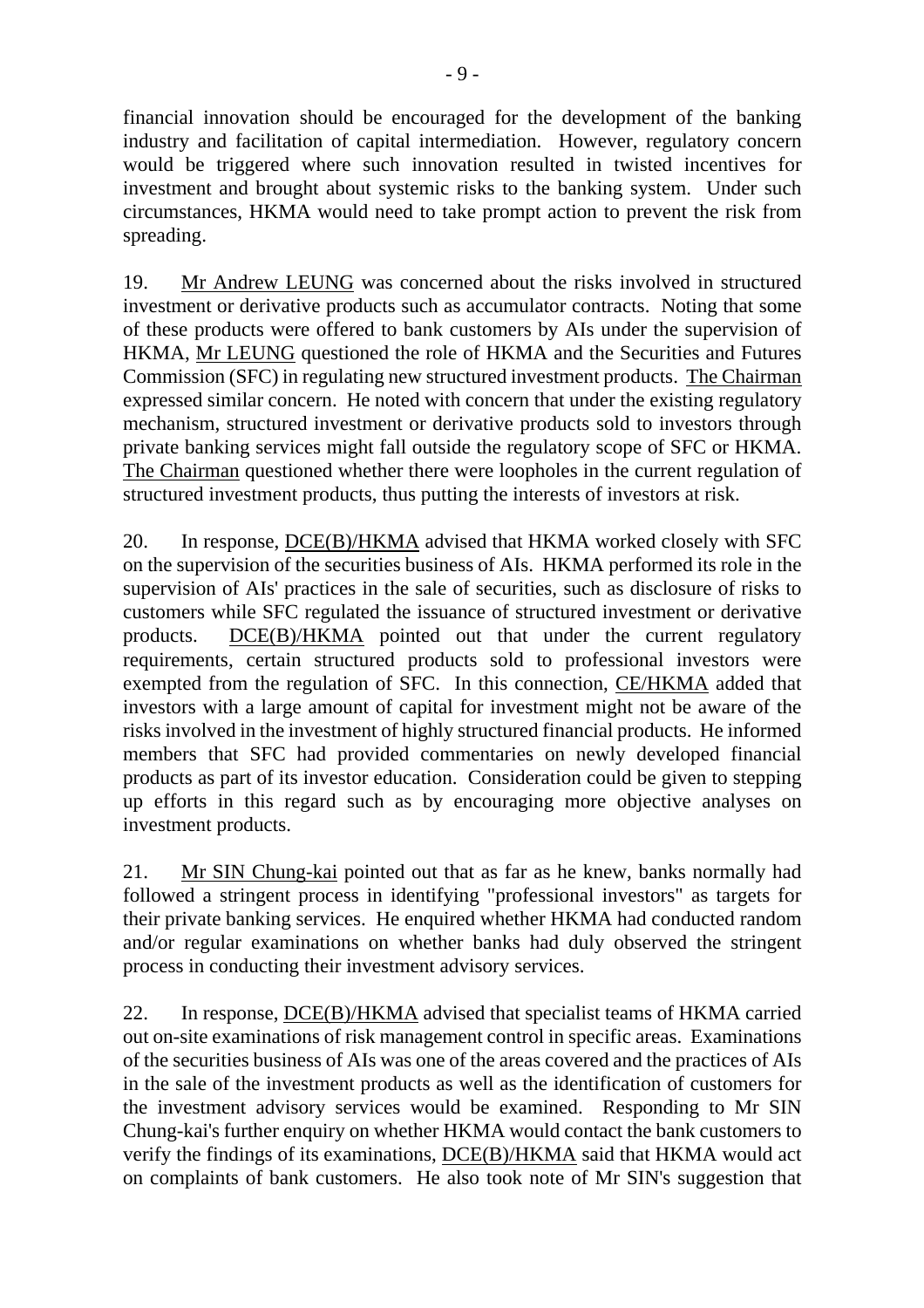financial innovation should be encouraged for the development of the banking industry and facilitation of capital intermediation. However, regulatory concern would be triggered where such innovation resulted in twisted incentives for investment and brought about systemic risks to the banking system. Under such circumstances, HKMA would need to take prompt action to prevent the risk from spreading.

19. Mr Andrew LEUNG was concerned about the risks involved in structured investment or derivative products such as accumulator contracts. Noting that some of these products were offered to bank customers by AIs under the supervision of HKMA, Mr LEUNG questioned the role of HKMA and the Securities and Futures Commission (SFC) in regulating new structured investment products. The Chairman expressed similar concern. He noted with concern that under the existing regulatory mechanism, structured investment or derivative products sold to investors through private banking services might fall outside the regulatory scope of SFC or HKMA. The Chairman questioned whether there were loopholes in the current regulation of structured investment products, thus putting the interests of investors at risk.

20. In response, DCE(B)/HKMA advised that HKMA worked closely with SFC on the supervision of the securities business of AIs. HKMA performed its role in the supervision of AIs' practices in the sale of securities, such as disclosure of risks to customers while SFC regulated the issuance of structured investment or derivative products. DCE(B)/HKMA pointed out that under the current regulatory requirements, certain structured products sold to professional investors were exempted from the regulation of SFC. In this connection, CE/HKMA added that investors with a large amount of capital for investment might not be aware of the risks involved in the investment of highly structured financial products. He informed members that SFC had provided commentaries on newly developed financial products as part of its investor education. Consideration could be given to stepping up efforts in this regard such as by encouraging more objective analyses on investment products.

21. Mr SIN Chung-kai pointed out that as far as he knew, banks normally had followed a stringent process in identifying "professional investors" as targets for their private banking services. He enquired whether HKMA had conducted random and/or regular examinations on whether banks had duly observed the stringent process in conducting their investment advisory services.

22. In response, DCE(B)/HKMA advised that specialist teams of HKMA carried out on-site examinations of risk management control in specific areas. Examinations of the securities business of AIs was one of the areas covered and the practices of AIs in the sale of the investment products as well as the identification of customers for the investment advisory services would be examined. Responding to Mr SIN Chung-kai's further enquiry on whether HKMA would contact the bank customers to verify the findings of its examinations, DCE(B)/HKMA said that HKMA would act on complaints of bank customers. He also took note of Mr SIN's suggestion that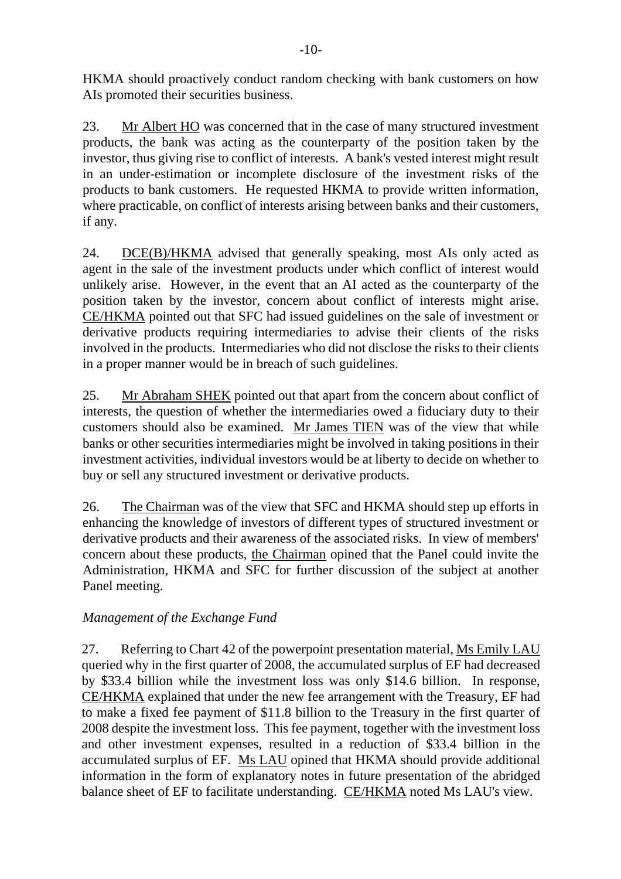HKMA should proactively conduct random checking with bank customers on how AIs promoted their securities business.

23. Mr Albert HO was concerned that in the case of many structured investment products, the bank was acting as the counterparty of the position taken by the investor, thus giving rise to conflict of interests. A bank's vested interest might result in an under-estimation or incomplete disclosure of the investment risks of the products to bank customers. He requested HKMA to provide written information, where practicable, on conflict of interests arising between banks and their customers, if any.

24. DCE(B)/HKMA advised that generally speaking, most AIs only acted as agent in the sale of the investment products under which conflict of interest would unlikely arise. However, in the event that an AI acted as the counterparty of the position taken by the investor, concern about conflict of interests might arise. CE/HKMA pointed out that SFC had issued guidelines on the sale of investment or derivative products requiring intermediaries to advise their clients of the risks involved in the products. Intermediaries who did not disclose the risks to their clients in a proper manner would be in breach of such guidelines.

25. Mr Abraham SHEK pointed out that apart from the concern about conflict of interests, the question of whether the intermediaries owed a fiduciary duty to their customers should also be examined. Mr James TIEN was of the view that while banks or other securities intermediaries might be involved in taking positions in their investment activities, individual investors would be at liberty to decide on whether to buy or sell any structured investment or derivative products.

26. The Chairman was of the view that SFC and HKMA should step up efforts in enhancing the knowledge of investors of different types of structured investment or derivative products and their awareness of the associated risks. In view of members' concern about these products, the Chairman opined that the Panel could invite the Administration, HKMA and SFC for further discussion of the subject at another Panel meeting.

*Management of the Exchange Fund*

27. Referring to Chart 42 of the powerpoint presentation material, Ms Emily LAU queried why in the first quarter of 2008, the accumulated surplus of EF had decreased by $33.4 billion while the investment loss was only $14.6 billion. In response, CE/HKMA explained that under the new fee arrangement with the Treasury, EF had to make a fixed fee payment of $11.8 billion to the Treasury in the first quarter of 2008 despite the investment loss. This fee payment, together with the investment loss and other investment expenses, resulted in a reduction of $33.4 billion in the accumulated surplus of EF. Ms LAU opined that HKMA should provide additional information in the form of explanatory notes in future presentation of the abridged balance sheet of EF to facilitate understanding. CE/HKMA noted Ms LAU's view.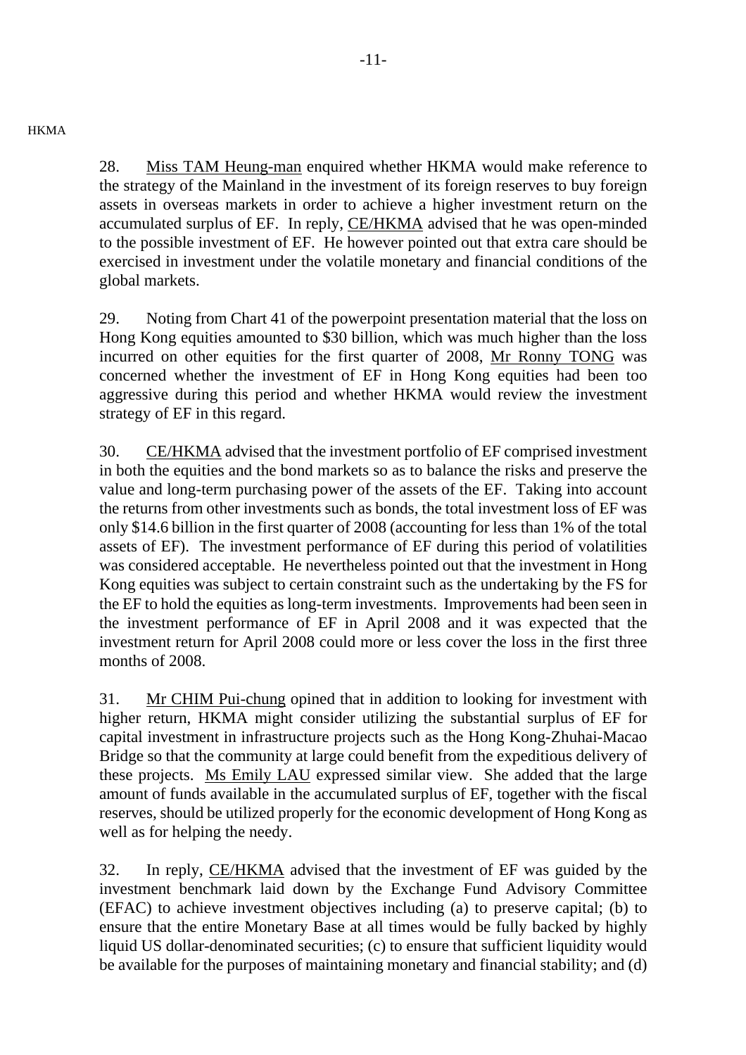HKMA

28. Miss TAM Heung-man enquired whether HKMA would make reference to the strategy of the Mainland in the investment of its foreign reserves to buy foreign assets in overseas markets in order to achieve a higher investment return on the accumulated surplus of EF. In reply, CE/HKMA advised that he was open-minded to the possible investment of EF. He however pointed out that extra care should be exercised in investment under the volatile monetary and financial conditions of the global markets.

29. Noting from Chart 41 of the powerpoint presentation material that the loss on Hong Kong equities amounted to $30 billion, which was much higher than the loss incurred on other equities for the first quarter of 2008, Mr Ronny TONG was concerned whether the investment of EF in Hong Kong equities had been too aggressive during this period and whether HKMA would review the investment strategy of EF in this regard.

30. CE/HKMA advised that the investment portfolio of EF comprised investment in both the equities and the bond markets so as to balance the risks and preserve the value and long-term purchasing power of the assets of the EF. Taking into account the returns from other investments such as bonds, the total investment loss of EF was only $14.6 billion in the first quarter of 2008 (accounting for less than 1% of the total assets of EF). The investment performance of EF during this period of volatilities was considered acceptable. He nevertheless pointed out that the investment in Hong Kong equities was subject to certain constraint such as the undertaking by the FS for the EF to hold the equities as long-term investments. Improvements had been seen in the investment performance of EF in April 2008 and it was expected that the investment return for April 2008 could more or less cover the loss in the first three months of 2008.

31. Mr CHIM Pui-chung opined that in addition to looking for investment with higher return, HKMA might consider utilizing the substantial surplus of EF for capital investment in infrastructure projects such as the Hong Kong-Zhuhai-Macao Bridge so that the community at large could benefit from the expeditious delivery of these projects. Ms Emily LAU expressed similar view. She added that the large amount of funds available in the accumulated surplus of EF, together with the fiscal reserves, should be utilized properly for the economic development of Hong Kong as well as for helping the needy.

32. In reply, CE/HKMA advised that the investment of EF was guided by the investment benchmark laid down by the Exchange Fund Advisory Committee (EFAC) to achieve investment objectives including (a) to preserve capital; (b) to ensure that the entire Monetary Base at all times would be fully backed by highly liquid US dollar-denominated securities; (c) to ensure that sufficient liquidity would be available for the purposes of maintaining monetary and financial stability; and (d)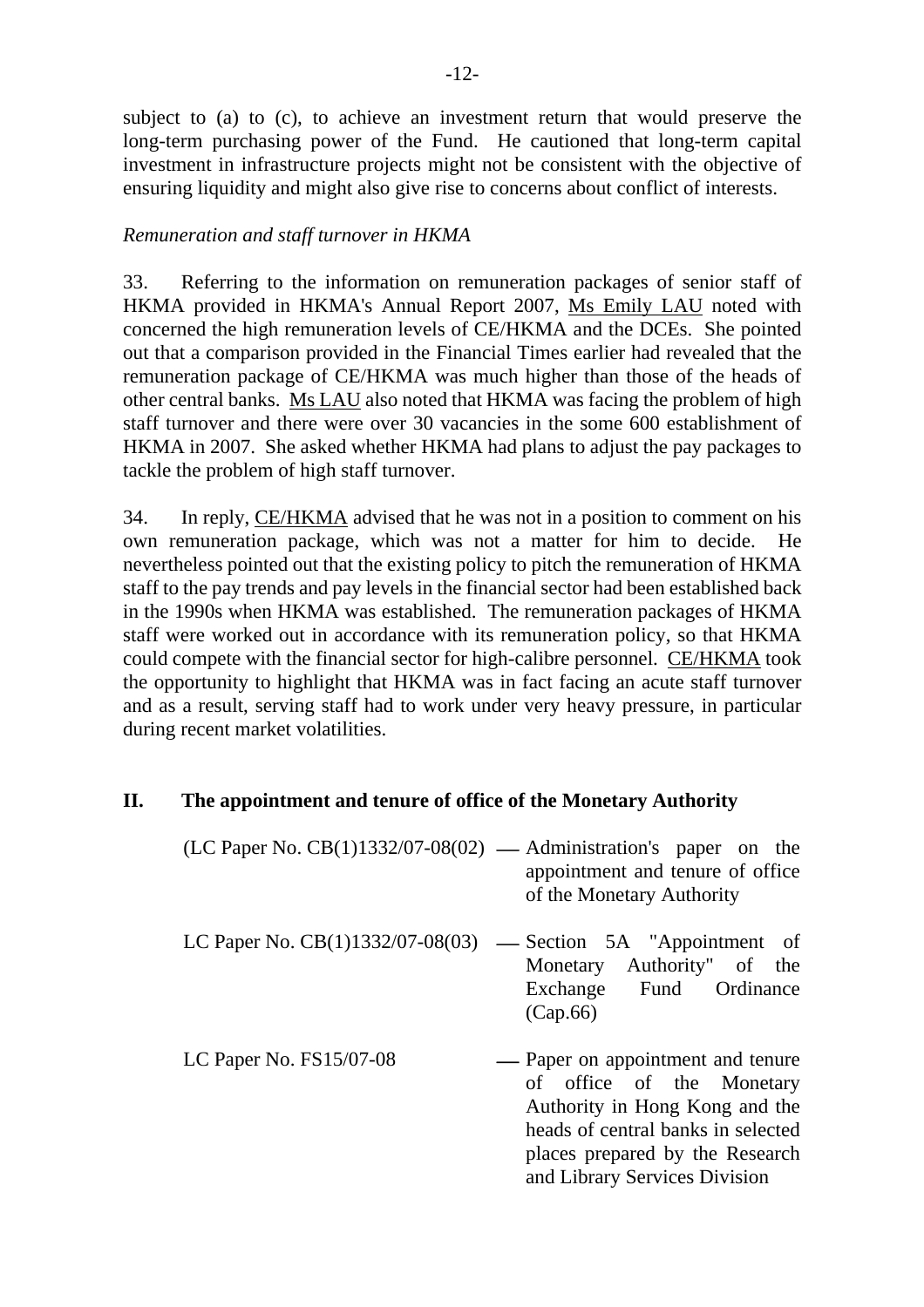subject to (a) to (c), to achieve an investment return that would preserve the long-term purchasing power of the Fund. He cautioned that long-term capital investment in infrastructure projects might not be consistent with the objective of ensuring liquidity and might also give rise to concerns about conflict of interests.

*Remuneration and staff turnover in HKMA*

33. Referring to the information on remuneration packages of senior staff of HKMA provided in HKMA's Annual Report 2007, Ms Emily LAU noted with concerned the high remuneration levels of CE/HKMA and the DCEs. She pointed out that a comparison provided in the Financial Times earlier had revealed that the remuneration package of CE/HKMA was much higher than those of the heads of other central banks. Ms LAU also noted that HKMA was facing the problem of high staff turnover and there were over 30 vacancies in the some 600 establishment of HKMA in 2007. She asked whether HKMA had plans to adjust the pay packages to tackle the problem of high staff turnover.

34. In reply, CE/HKMA advised that he was not in a position to comment on his own remuneration package, which was not a matter for him to decide. He nevertheless pointed out that the existing policy to pitch the remuneration of HKMA staff to the pay trends and pay levels in the financial sector had been established back in the 1990s when HKMA was established. The remuneration packages of HKMA staff were worked out in accordance with its remuneration policy, so that HKMA could compete with the financial sector for high-calibre personnel. CE/HKMA took the opportunity to highlight that HKMA was in fact facing an acute staff turnover and as a result, serving staff had to work under very heavy pressure, in particular during recent market volatilities.

## II. The appointment and tenure of office of the Monetary Authority

(LC Paper No. CB(1)1332/07-08(02) — Administration's paper on the appointment and tenure of office of the Monetary Authority

LC Paper No. CB(1)1332/07-08(03) — Section 5A "Appointment of Monetary Authority" of the Exchange Fund Ordinance (Cap.66)

LC Paper No. FS15/07-08 — Paper on appointment and tenure of office of the Monetary Authority in Hong Kong and the heads of central banks in selected places prepared by the Research and Library Services Division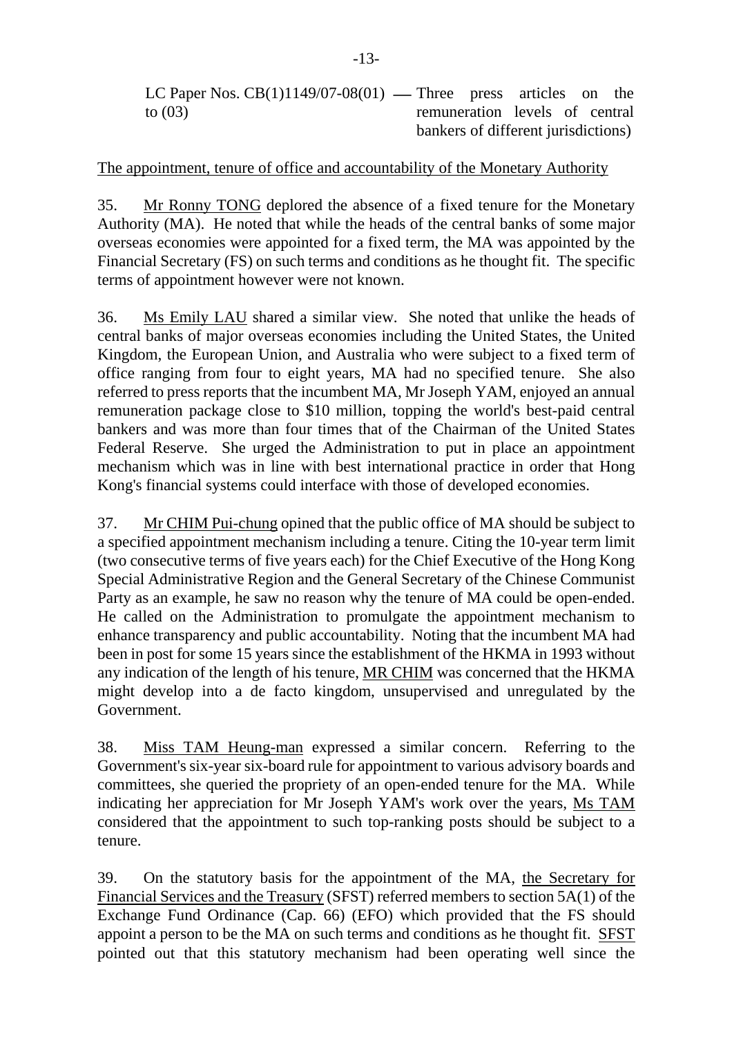LC Paper Nos. CB(1)1149/07-08(01) to (03) — Three press articles on the remuneration levels of central bankers of different jurisdictions)

The appointment, tenure of office and accountability of the Monetary Authority

35. Mr Ronny TONG deplored the absence of a fixed tenure for the Monetary Authority (MA). He noted that while the heads of the central banks of some major overseas economies were appointed for a fixed term, the MA was appointed by the Financial Secretary (FS) on such terms and conditions as he thought fit. The specific terms of appointment however were not known.

36. Ms Emily LAU shared a similar view. She noted that unlike the heads of central banks of major overseas economies including the United States, the United Kingdom, the European Union, and Australia who were subject to a fixed term of office ranging from four to eight years, MA had no specified tenure. She also referred to press reports that the incumbent MA, Mr Joseph YAM, enjoyed an annual remuneration package close to $10 million, topping the world's best-paid central bankers and was more than four times that of the Chairman of the United States Federal Reserve. She urged the Administration to put in place an appointment mechanism which was in line with best international practice in order that Hong Kong's financial systems could interface with those of developed economies.

37. Mr CHIM Pui-chung opined that the public office of MA should be subject to a specified appointment mechanism including a tenure. Citing the 10-year term limit (two consecutive terms of five years each) for the Chief Executive of the Hong Kong Special Administrative Region and the General Secretary of the Chinese Communist Party as an example, he saw no reason why the tenure of MA could be open-ended. He called on the Administration to promulgate the appointment mechanism to enhance transparency and public accountability. Noting that the incumbent MA had been in post for some 15 years since the establishment of the HKMA in 1993 without any indication of the length of his tenure, MR CHIM was concerned that the HKMA might develop into a de facto kingdom, unsupervised and unregulated by the Government.

38. Miss TAM Heung-man expressed a similar concern. Referring to the Government's six-year six-board rule for appointment to various advisory boards and committees, she queried the propriety of an open-ended tenure for the MA. While indicating her appreciation for Mr Joseph YAM's work over the years, Ms TAM considered that the appointment to such top-ranking posts should be subject to a tenure.

39. On the statutory basis for the appointment of the MA, the Secretary for Financial Services and the Treasury (SFST) referred members to section 5A(1) of the Exchange Fund Ordinance (Cap. 66) (EFO) which provided that the FS should appoint a person to be the MA on such terms and conditions as he thought fit. SFST pointed out that this statutory mechanism had been operating well since the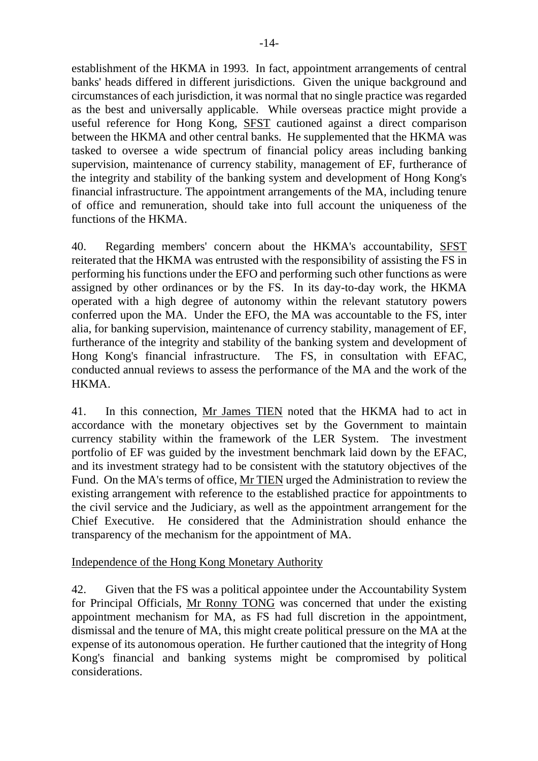establishment of the HKMA in 1993. In fact, appointment arrangements of central banks' heads differed in different jurisdictions. Given the unique background and circumstances of each jurisdiction, it was normal that no single practice was regarded as the best and universally applicable. While overseas practice might provide a useful reference for Hong Kong, SFST cautioned against a direct comparison between the HKMA and other central banks. He supplemented that the HKMA was tasked to oversee a wide spectrum of financial policy areas including banking supervision, maintenance of currency stability, management of EF, furtherance of the integrity and stability of the banking system and development of Hong Kong's financial infrastructure. The appointment arrangements of the MA, including tenure of office and remuneration, should take into full account the uniqueness of the functions of the HKMA.

40. Regarding members' concern about the HKMA's accountability, SFST reiterated that the HKMA was entrusted with the responsibility of assisting the FS in performing his functions under the EFO and performing such other functions as were assigned by other ordinances or by the FS. In its day-to-day work, the HKMA operated with a high degree of autonomy within the relevant statutory powers conferred upon the MA. Under the EFO, the MA was accountable to the FS, inter alia, for banking supervision, maintenance of currency stability, management of EF, furtherance of the integrity and stability of the banking system and development of Hong Kong's financial infrastructure. The FS, in consultation with EFAC, conducted annual reviews to assess the performance of the MA and the work of the HKMA.

41. In this connection, Mr James TIEN noted that the HKMA had to act in accordance with the monetary objectives set by the Government to maintain currency stability within the framework of the LER System. The investment portfolio of EF was guided by the investment benchmark laid down by the EFAC, and its investment strategy had to be consistent with the statutory objectives of the Fund. On the MA's terms of office, Mr TIEN urged the Administration to review the existing arrangement with reference to the established practice for appointments to the civil service and the Judiciary, as well as the appointment arrangement for the Chief Executive. He considered that the Administration should enhance the transparency of the mechanism for the appointment of MA.

Independence of the Hong Kong Monetary Authority

42. Given that the FS was a political appointee under the Accountability System for Principal Officials, Mr Ronny TONG was concerned that under the existing appointment mechanism for MA, as FS had full discretion in the appointment, dismissal and the tenure of MA, this might create political pressure on the MA at the expense of its autonomous operation. He further cautioned that the integrity of Hong Kong's financial and banking systems might be compromised by political considerations.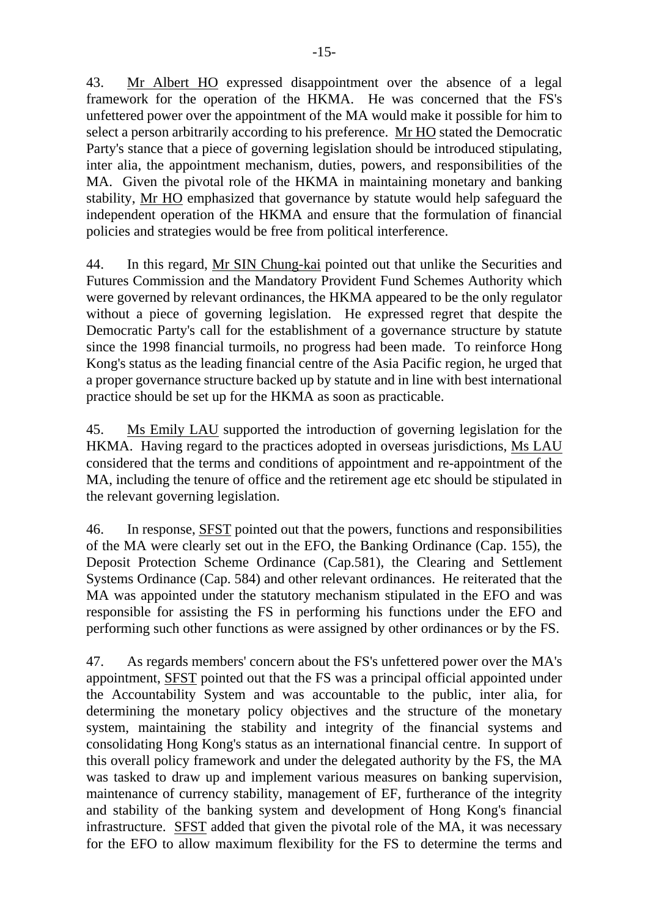43. Mr Albert HO expressed disappointment over the absence of a legal framework for the operation of the HKMA. He was concerned that the FS's unfettered power over the appointment of the MA would make it possible for him to select a person arbitrarily according to his preference. Mr HO stated the Democratic Party's stance that a piece of governing legislation should be introduced stipulating, inter alia, the appointment mechanism, duties, powers, and responsibilities of the MA. Given the pivotal role of the HKMA in maintaining monetary and banking stability, Mr HO emphasized that governance by statute would help safeguard the independent operation of the HKMA and ensure that the formulation of financial policies and strategies would be free from political interference.

44. In this regard, Mr SIN Chung-kai pointed out that unlike the Securities and Futures Commission and the Mandatory Provident Fund Schemes Authority which were governed by relevant ordinances, the HKMA appeared to be the only regulator without a piece of governing legislation. He expressed regret that despite the Democratic Party's call for the establishment of a governance structure by statute since the 1998 financial turmoils, no progress had been made. To reinforce Hong Kong's status as the leading financial centre of the Asia Pacific region, he urged that a proper governance structure backed up by statute and in line with best international practice should be set up for the HKMA as soon as practicable.

45. Ms Emily LAU supported the introduction of governing legislation for the HKMA. Having regard to the practices adopted in overseas jurisdictions, Ms LAU considered that the terms and conditions of appointment and re-appointment of the MA, including the tenure of office and the retirement age etc should be stipulated in the relevant governing legislation.

46. In response, SFST pointed out that the powers, functions and responsibilities of the MA were clearly set out in the EFO, the Banking Ordinance (Cap. 155), the Deposit Protection Scheme Ordinance (Cap.581), the Clearing and Settlement Systems Ordinance (Cap. 584) and other relevant ordinances. He reiterated that the MA was appointed under the statutory mechanism stipulated in the EFO and was responsible for assisting the FS in performing his functions under the EFO and performing such other functions as were assigned by other ordinances or by the FS.

47. As regards members' concern about the FS's unfettered power over the MA's appointment, SFST pointed out that the FS was a principal official appointed under the Accountability System and was accountable to the public, inter alia, for determining the monetary policy objectives and the structure of the monetary system, maintaining the stability and integrity of the financial systems and consolidating Hong Kong's status as an international financial centre. In support of this overall policy framework and under the delegated authority by the FS, the MA was tasked to draw up and implement various measures on banking supervision, maintenance of currency stability, management of EF, furtherance of the integrity and stability of the banking system and development of Hong Kong's financial infrastructure. SFST added that given the pivotal role of the MA, it was necessary for the EFO to allow maximum flexibility for the FS to determine the terms and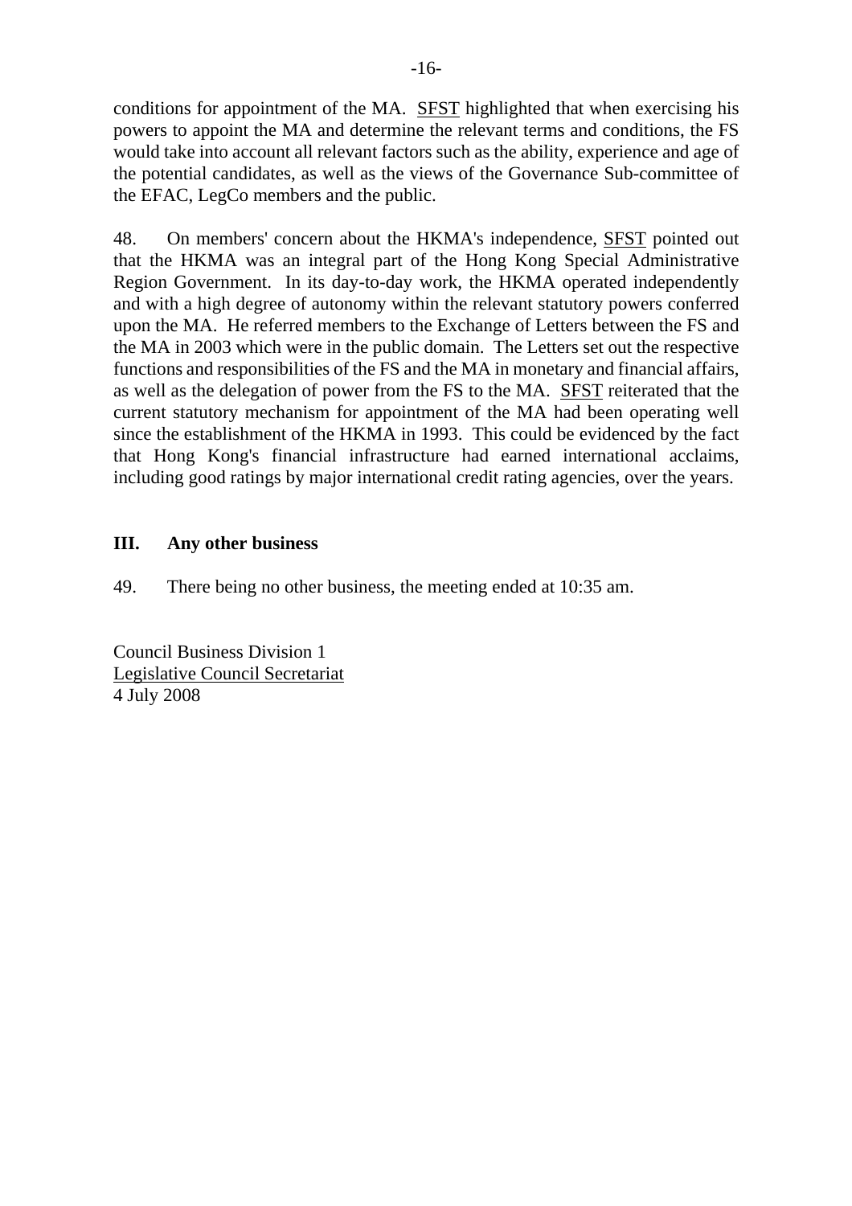conditions for appointment of the MA. SFST highlighted that when exercising his powers to appoint the MA and determine the relevant terms and conditions, the FS would take into account all relevant factors such as the ability, experience and age of the potential candidates, as well as the views of the Governance Sub-committee of the EFAC, LegCo members and the public.

48. On members' concern about the HKMA's independence, SFST pointed out that the HKMA was an integral part of the Hong Kong Special Administrative Region Government. In its day-to-day work, the HKMA operated independently and with a high degree of autonomy within the relevant statutory powers conferred upon the MA. He referred members to the Exchange of Letters between the FS and the MA in 2003 which were in the public domain. The Letters set out the respective functions and responsibilities of the FS and the MA in monetary and financial affairs, as well as the delegation of power from the FS to the MA. SFST reiterated that the current statutory mechanism for appointment of the MA had been operating well since the establishment of the HKMA in 1993. This could be evidenced by the fact that Hong Kong's financial infrastructure had earned international acclaims, including good ratings by major international credit rating agencies, over the years.

### III. Any other business

49. There being no other business, the meeting ended at 10:35 am.

Council Business Division 1
Legislative Council Secretariat
4 July 2008